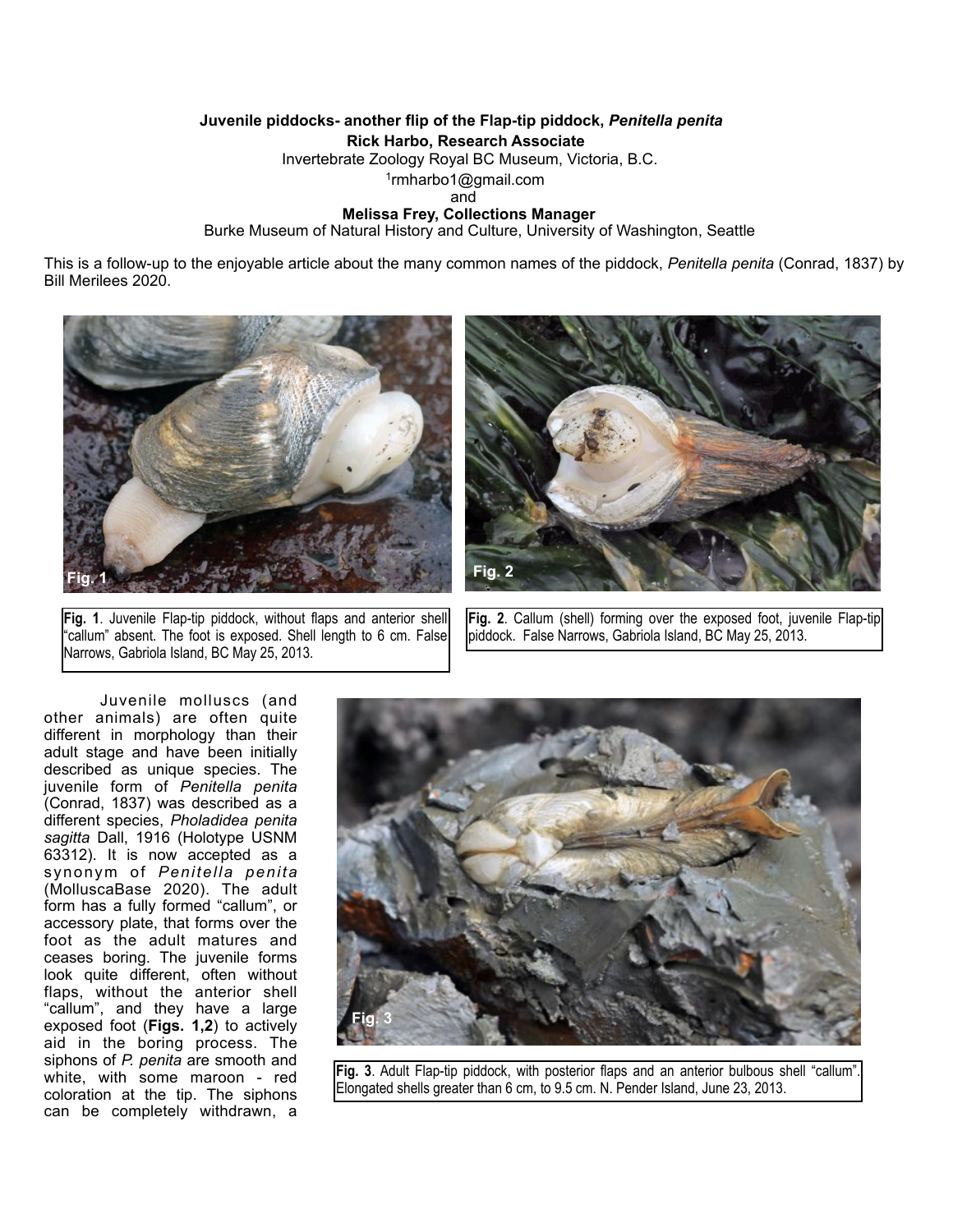**Juvenile piddocks- another flip of the Flap-tip piddock, *Penitella penita***

**Rick Harbo, Research Associate**

Invertebrate Zoology Royal BC Museum, Victoria, B.C.

[1]rmharbo1@gmail.com

and

**Melissa Frey, Collections Manager**

Burke Museum of Natural History and Culture, University of Washington, Seattle

This is a follow-up to the enjoyable article about the many common names of the piddock, *Penitella penita* (Conrad, 1837) by Bill Merilees 2020.

**Fig. 1**. Juvenile Flap-tip piddock, without flaps and anterior shell "callum" absent. The foot is exposed. Shell length to 6 cm. False Narrows, Gabriola Island, BC May 25, 2013.

**Fig. 2**. Callum (shell) forming over the exposed foot, juvenile Flap-tip piddock. False Narrows, Gabriola Island, BC May 25, 2013.

Juvenile molluscs (and other animals) are often quite different in morphology than their adult stage and have been initially described as unique species. The juvenile form of *Penitella penita* (Conrad, 1837) was described as a different species, *Pholadidea penita sagitta* Dall, 1916 (Holotype USNM 63312). It is now accepted as a synonym of *Penitella penita* (MolluscaBase 2020). The adult form has a fully formed "callum", or accessory plate, that forms over the foot as the adult matures and ceases boring. The juvenile forms look quite different, often without flaps, without the anterior shell "callum", and they have a large exposed foot (**Figs. 1,2**) to actively aid in the boring process. The siphons of *P. penita* are smooth and white, with some maroon - red coloration at the tip. The siphons can be completely withdrawn, a

**Fig. 3**. Adult Flap-tip piddock, with posterior flaps and an anterior bulbous shell "callum". Elongated shells greater than 6 cm, to 9.5 cm. N. Pender Island, June 23, 2013.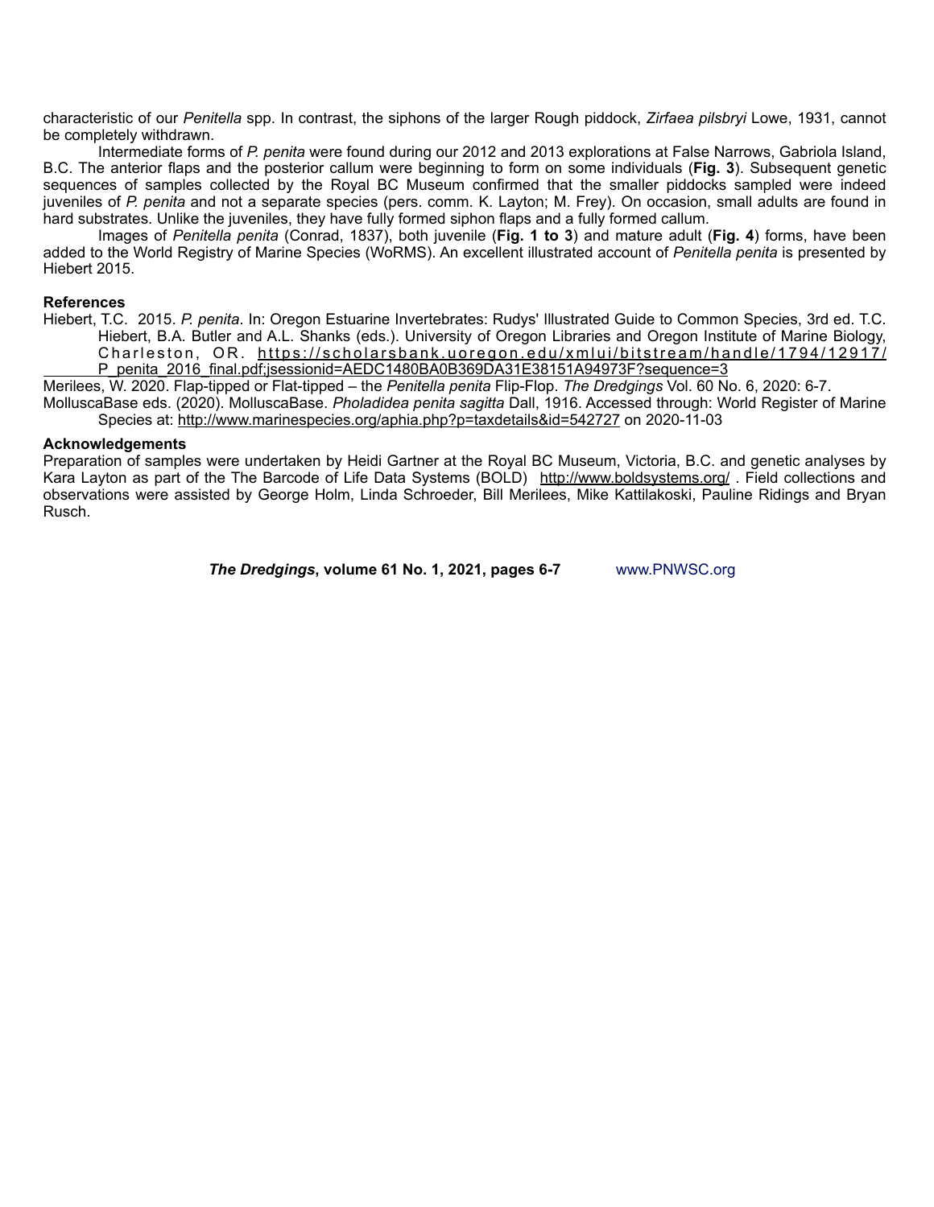characteristic of our *Penitella* spp. In contrast, the siphons of the larger Rough piddock, *Zirfaea pilsbryi* Lowe, 1931, cannot be completely withdrawn.

Intermediate forms of *P. penita* were found during our 2012 and 2013 explorations at False Narrows, Gabriola Island, B.C. The anterior flaps and the posterior callum were beginning to form on some individuals (**Fig. 3**). Subsequent genetic sequences of samples collected by the Royal BC Museum confirmed that the smaller piddocks sampled were indeed juveniles of *P. penita* and not a separate species (pers. comm. K. Layton; M. Frey). On occasion, small adults are found in hard substrates. Unlike the juveniles, they have fully formed siphon flaps and a fully formed callum.

Images of *Penitella penita* (Conrad, 1837), both juvenile (**Fig. 1 to 3**) and mature adult (**Fig. 4**) forms, have been added to the World Registry of Marine Species (WoRMS). An excellent illustrated account of *Penitella penita* is presented by Hiebert 2015.

**References**

Hiebert, T.C. 2015. *P. penita*. In: Oregon Estuarine Invertebrates: Rudys' Illustrated Guide to Common Species, 3rd ed. T.C. Hiebert, B.A. Butler and A.L. Shanks (eds.). University of Oregon Libraries and Oregon Institute of Marine Biology, Charleston, OR. https://scholarsbank.uoregon.edu/xmlui/bitstream/handle/1794/12917/P_penita_2016_final.pdf;jsessionid=AEDC1480BA0B369DA31E38151A94973F?sequence=3

Merilees, W. 2020. Flap-tipped or Flat-tipped – the *Penitella penita* Flip-Flop. *The Dredgings* Vol. 60 No. 6, 2020: 6-7.

MolluscaBase eds. (2020). MolluscaBase. *Pholadidea penita sagitta* Dall, 1916. Accessed through: World Register of Marine Species at: http://www.marinespecies.org/aphia.php?p=taxdetails&id=542727 on 2020-11-03

**Acknowledgements**

Preparation of samples were undertaken by Heidi Gartner at the Royal BC Museum, Victoria, B.C. and genetic analyses by Kara Layton as part of the The Barcode of Life Data Systems (BOLD) http://www.boldsystems.org/ . Field collections and observations were assisted by George Holm, Linda Schroeder, Bill Merilees, Mike Kattilakoski, Pauline Ridings and Bryan Rusch.